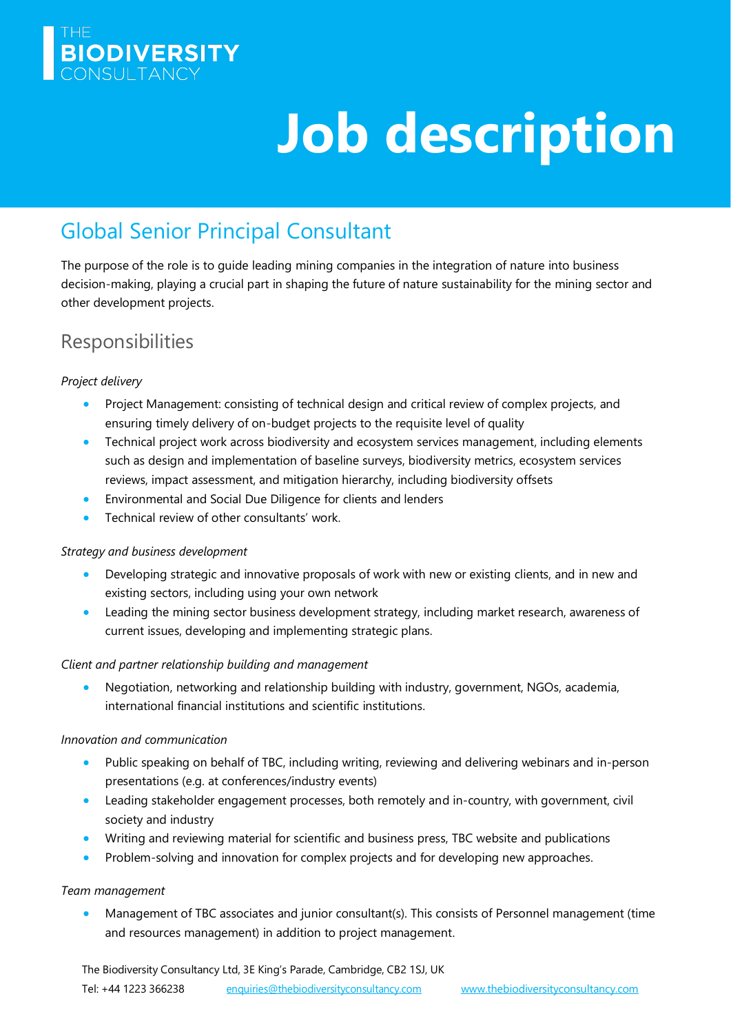THE **BIODIVERSITY** CONSULTANCY

# Job description

## Global Senior Principal Consultant

The purpose of the role is to guide leading mining companies in the integration of nature into business decision-making, playing a crucial part in shaping the future of nature sustainability for the mining sector and other development projects.

### Responsibilities

*Project delivery*

- Project Management: consisting of technical design and critical review of complex projects, and ensuring timely delivery of on-budget projects to the requisite level of quality
- Technical project work across biodiversity and ecosystem services management, including elements such as design and implementation of baseline surveys, biodiversity metrics, ecosystem services reviews, impact assessment, and mitigation hierarchy, including biodiversity offsets
- Environmental and Social Due Diligence for clients and lenders
- Technical review of other consultants' work.

*Strategy and business development*

- Developing strategic and innovative proposals of work with new or existing clients, and in new and existing sectors, including using your own network
- Leading the mining sector business development strategy, including market research, awareness of current issues, developing and implementing strategic plans.

*Client and partner relationship building and management*

- Negotiation, networking and relationship building with industry, government, NGOs, academia, international financial institutions and scientific institutions.

*Innovation and communication*

- Public speaking on behalf of TBC, including writing, reviewing and delivering webinars and in-person presentations (e.g. at conferences/industry events)
- Leading stakeholder engagement processes, both remotely and in-country, with government, civil society and industry
- Writing and reviewing material for scientific and business press, TBC website and publications
- Problem-solving and innovation for complex projects and for developing new approaches.

*Team management*

- Management of TBC associates and junior consultant(s). This consists of Personnel management (time and resources management) in addition to project management.

The Biodiversity Consultancy Ltd, 3E King's Parade, Cambridge, CB2 1SJ, UK

Tel: +44 1223 366238 enquiries@thebiodiversityconsultancy.com www.thebiodiversityconsultancy.com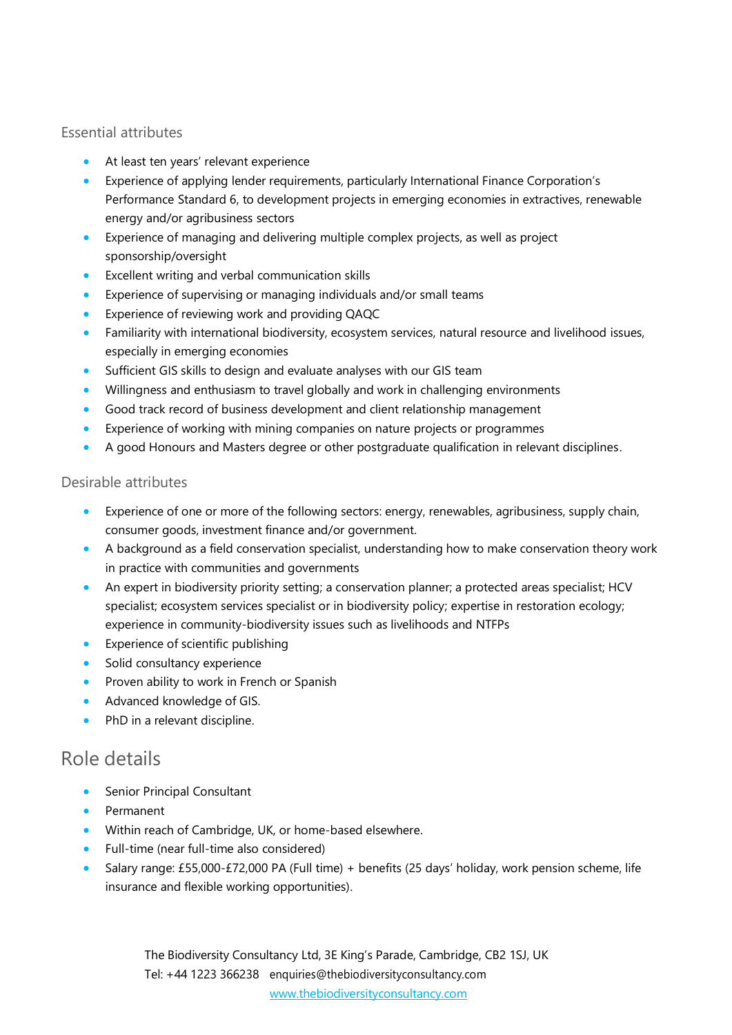### Essential attributes

- At least ten years' relevant experience
- Experience of applying lender requirements, particularly International Finance Corporation's Performance Standard 6, to development projects in emerging economies in extractives, renewable energy and/or agribusiness sectors
- Experience of managing and delivering multiple complex projects, as well as project sponsorship/oversight
- Excellent writing and verbal communication skills
- Experience of supervising or managing individuals and/or small teams
- Experience of reviewing work and providing QAQC
- Familiarity with international biodiversity, ecosystem services, natural resource and livelihood issues, especially in emerging economies
- Sufficient GIS skills to design and evaluate analyses with our GIS team
- Willingness and enthusiasm to travel globally and work in challenging environments
- Good track record of business development and client relationship management
- Experience of working with mining companies on nature projects or programmes
- A good Honours and Masters degree or other postgraduate qualification in relevant disciplines.

### Desirable attributes

- Experience of one or more of the following sectors: energy, renewables, agribusiness, supply chain, consumer goods, investment finance and/or government.
- A background as a field conservation specialist, understanding how to make conservation theory work in practice with communities and governments
- An expert in biodiversity priority setting; a conservation planner; a protected areas specialist; HCV specialist; ecosystem services specialist or in biodiversity policy; expertise in restoration ecology; experience in community-biodiversity issues such as livelihoods and NTFPs
- Experience of scientific publishing
- Solid consultancy experience
- Proven ability to work in French or Spanish
- Advanced knowledge of GIS.
- PhD in a relevant discipline.

## Role details

- Senior Principal Consultant
- Permanent
- Within reach of Cambridge, UK, or home-based elsewhere.
- Full-time (near full-time also considered)
- Salary range: £55,000-£72,000 PA (Full time) + benefits (25 days' holiday, work pension scheme, life insurance and flexible working opportunities).

The Biodiversity Consultancy Ltd, 3E King's Parade, Cambridge, CB2 1SJ, UK
Tel: +44 1223 366238 enquiries@thebiodiversityconsultancy.com
www.thebiodiversityconsultancy.com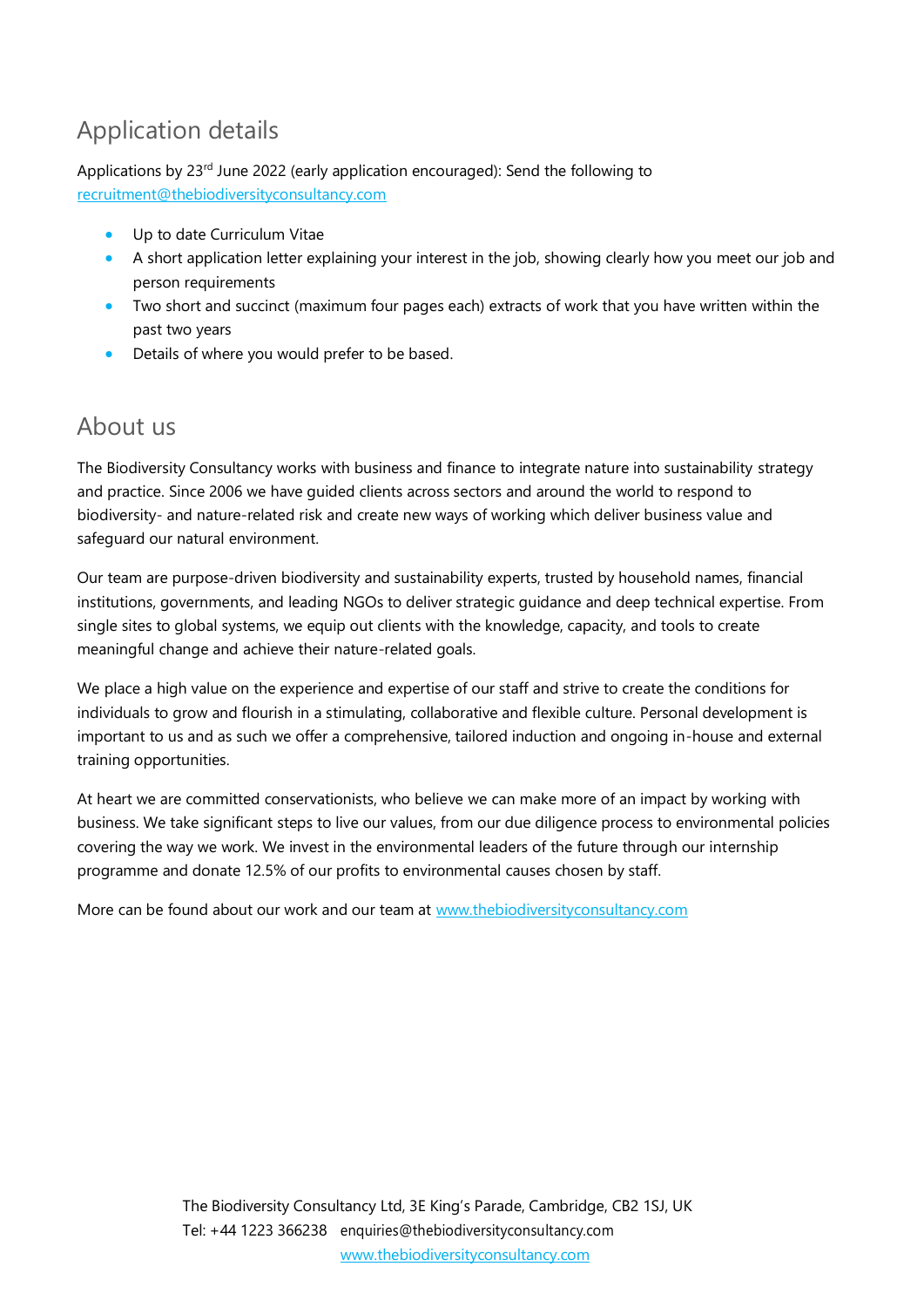## Application details

Applications by 23rd June 2022 (early application encouraged): Send the following to recruitment@thebiodiversityconsultancy.com

- Up to date Curriculum Vitae
- A short application letter explaining your interest in the job, showing clearly how you meet our job and person requirements
- Two short and succinct (maximum four pages each) extracts of work that you have written within the past two years
- Details of where you would prefer to be based.

## About us

The Biodiversity Consultancy works with business and finance to integrate nature into sustainability strategy and practice. Since 2006 we have guided clients across sectors and around the world to respond to biodiversity- and nature-related risk and create new ways of working which deliver business value and safeguard our natural environment.

Our team are purpose-driven biodiversity and sustainability experts, trusted by household names, financial institutions, governments, and leading NGOs to deliver strategic guidance and deep technical expertise. From single sites to global systems, we equip out clients with the knowledge, capacity, and tools to create meaningful change and achieve their nature-related goals.

We place a high value on the experience and expertise of our staff and strive to create the conditions for individuals to grow and flourish in a stimulating, collaborative and flexible culture. Personal development is important to us and as such we offer a comprehensive, tailored induction and ongoing in-house and external training opportunities.

At heart we are committed conservationists, who believe we can make more of an impact by working with business. We take significant steps to live our values, from our due diligence process to environmental policies covering the way we work. We invest in the environmental leaders of the future through our internship programme and donate 12.5% of our profits to environmental causes chosen by staff.

More can be found about our work and our team at www.thebiodiversityconsultancy.com

The Biodiversity Consultancy Ltd, 3E King's Parade, Cambridge, CB2 1SJ, UK
Tel: +44 1223 366238 enquiries@thebiodiversityconsultancy.com
www.thebiodiversityconsultancy.com